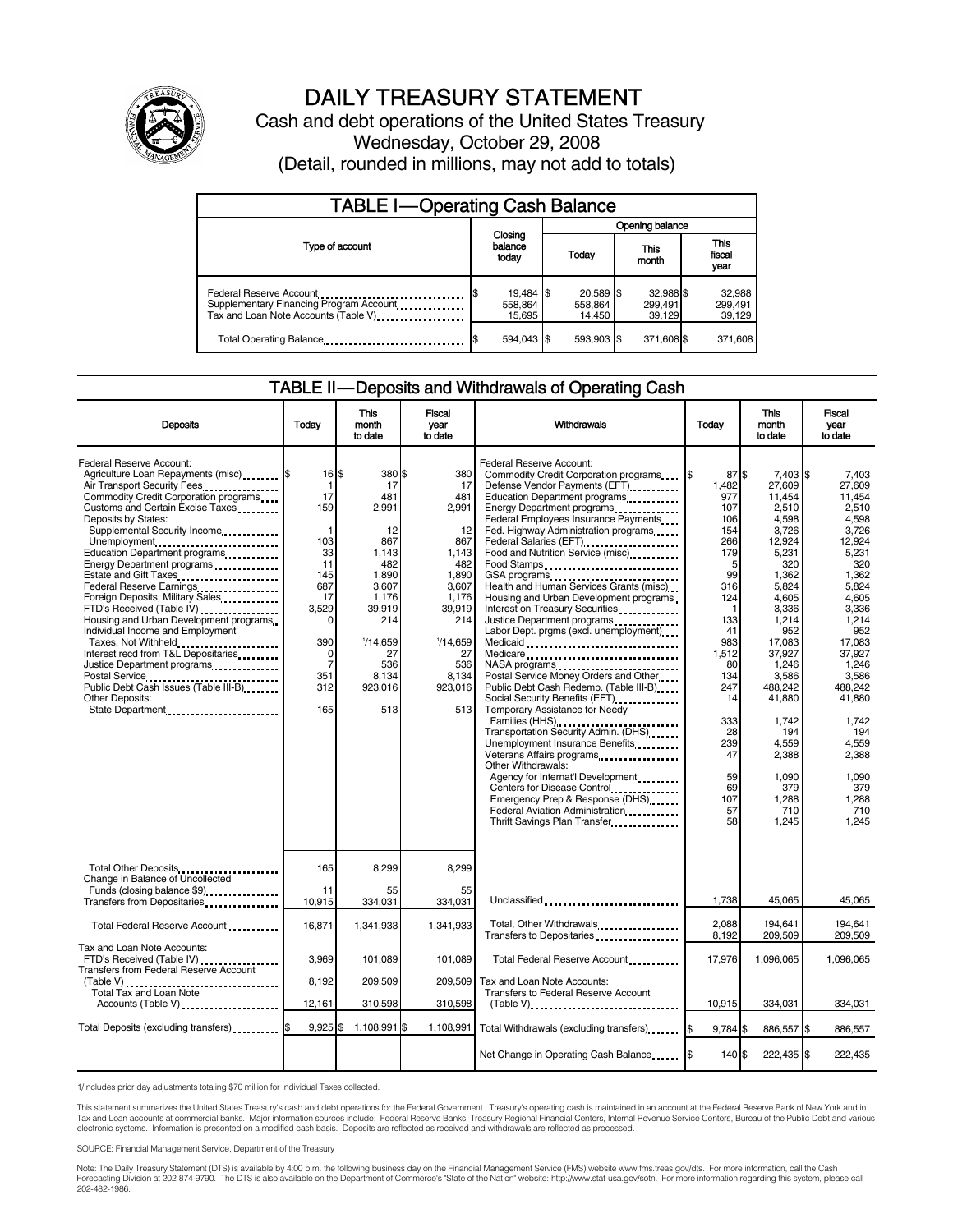# DAILY TREASURY STATEMENT

Cash and debt operations of the United States Treasury

Wednesday, October 29, 2008

(Detail, rounded in millions, may not add to totals)

## TABLE I—Operating Cash Balance

| Type of account | Closing balance today | Opening balance Today | Opening balance This month | Opening balance This fiscal year |
|---|---|---|---|---|
| Federal Reserve Account | $ 19,484 | $ 20,589 | $ 32,988 | $ 32,988 |
| Supplementary Financing Program Account | 558,864 | 558,864 | 299,491 | 299,491 |
| Tax and Loan Note Accounts (Table V) | 15,695 | 14,450 | 39,129 | 39,129 |
| Total Operating Balance | $ 594,043 | $ 593,903 | $ 371,608 | $ 371,608 |

## TABLE II—Deposits and Withdrawals of Operating Cash

| Deposits | Today | This month to date | Fiscal year to date |
|---|---|---|---|
| Federal Reserve Account: | | | |
| Agriculture Loan Repayments (misc) | $ 16 | $ 380 | $ 380 |
| Air Transport Security Fees | 1 | 17 | 17 |
| Commodity Credit Corporation programs | 17 | 481 | 481 |
| Customs and Certain Excise Taxes | 159 | 2,991 | 2,991 |
| Deposits by States: | | | |
| Supplemental Security Income | 1 | 12 | 12 |
| Unemployment | 103 | 867 | 867 |
| Education Department programs | 33 | 1,143 | 1,143 |
| Energy Department programs | 11 | 482 | 482 |
| Estate and Gift Taxes | 145 | 1,890 | 1,890 |
| Federal Reserve Earnings | 687 | 3,607 | 3,607 |
| Foreign Deposits, Military Sales | 17 | 1,176 | 1,176 |
| FTD's Received (Table IV) | 3,529 | 39,919 | 39,919 |
| Housing and Urban Development programs | 0 | 214 | 214 |
| Individual Income and Employment Taxes, Not Withheld | 390 | [1]14,659 | [1]14,659 |
| Interest recd from T&L Depositaries | 0 | 27 | 27 |
| Justice Department programs | 7 | 536 | 536 |
| Postal Service | 351 | 8,134 | 8,134 |
| Public Debt Cash Issues (Table III-B) | 312 | 923,016 | 923,016 |
| Other Deposits: | | | |
| State Department | 165 | 513 | 513 |
| Total Other Deposits | 165 | 8,299 | 8,299 |
| Change in Balance of Uncollected Funds (closing balance $9) | 11 | 55 | 55 |
| Transfers from Depositaries | 10,915 | 334,031 | 334,031 |
| Total Federal Reserve Account | 16,871 | 1,341,933 | 1,341,933 |
| Tax and Loan Note Accounts: | | | |
| FTD's Received (Table IV) | 3,969 | 101,089 | 101,089 |
| Transfers from Federal Reserve Account (Table V) | 8,192 | 209,509 | 209,509 |
| Total Tax and Loan Note Accounts (Table V) | 12,161 | 310,598 | 310,598 |
| Total Deposits (excluding transfers) | $ 9,925 | $ 1,108,991 | $ 1,108,991 |

| Withdrawals | Today | This month to date | Fiscal year to date |
|---|---|---|---|
| Federal Reserve Account: | | | |
| Commodity Credit Corporation programs | $ 87 | $ 7,403 | $ 7,403 |
| Defense Vendor Payments (EFT) | 1,482 | 27,609 | 27,609 |
| Education Department programs | 977 | 11,454 | 11,454 |
| Energy Department programs | 107 | 2,510 | 2,510 |
| Federal Employees Insurance Payments | 106 | 4,598 | 4,598 |
| Fed. Highway Administration programs | 154 | 3,726 | 3,726 |
| Federal Salaries (EFT) | 266 | 12,924 | 12,924 |
| Food and Nutrition Service (misc) | 179 | 5,231 | 5,231 |
| Food Stamps | 5 | 320 | 320 |
| GSA programs | 99 | 1,362 | 1,362 |
| Health and Human Services Grants (misc) | 316 | 5,824 | 5,824 |
| Housing and Urban Development programs | 124 | 4,605 | 4,605 |
| Interest on Treasury Securities | 1 | 3,336 | 3,336 |
| Justice Department programs | 133 | 1,214 | 1,214 |
| Labor Dept. prgms (excl. unemployment) | 41 | 952 | 952 |
| Medicaid | 983 | 17,083 | 17,083 |
| Medicare | 1,512 | 37,927 | 37,927 |
| NASA programs | 80 | 1,246 | 1,246 |
| Postal Service Money Orders and Other | 134 | 3,586 | 3,586 |
| Public Debt Cash Redemp. (Table III-B) | 247 | 488,242 | 488,242 |
| Social Security Benefits (EFT) | 14 | 41,880 | 41,880 |
| Temporary Assistance for Needy Families (HHS) | 333 | 1,742 | 1,742 |
| Transportation Security Admin. (DHS) | 28 | 194 | 194 |
| Unemployment Insurance Benefits | 239 | 4,559 | 4,559 |
| Veterans Affairs programs | 47 | 2,388 | 2,388 |
| Other Withdrawals: | | | |
| Agency for Internat'l Development | 59 | 1,090 | 1,090 |
| Centers for Disease Control | 69 | 379 | 379 |
| Emergency Prep & Response (DHS) | 107 | 1,288 | 1,288 |
| Federal Aviation Administration | 57 | 710 | 710 |
| Thrift Savings Plan Transfer | 58 | 1,245 | 1,245 |
| Unclassified | 1,738 | 45,065 | 45,065 |
| Total, Other Withdrawals | 2,088 | 194,641 | 194,641 |
| Transfers to Depositaries | 8,192 | 209,509 | 209,509 |
| Total Federal Reserve Account | 17,976 | 1,096,065 | 1,096,065 |
| Tax and Loan Note Accounts: | | | |
| Transfers to Federal Reserve Account (Table V) | 10,915 | 334,031 | 334,031 |
| Total Withdrawals (excluding transfers) | $ 9,784 | $ 886,557 | $ 886,557 |
| Net Change in Operating Cash Balance | $ 140 | $ 222,435 | $ 222,435 |

1/Includes prior day adjustments totaling $70 million for Individual Taxes collected.

This statement summarizes the United States Treasury's cash and debt operations for the Federal Government. Treasury's operating cash is maintained in an account at the Federal Reserve Bank of New York and in Tax and Loan accounts at commercial banks. Major information sources include: Federal Reserve Banks, Treasury Regional Financial Centers, Internal Revenue Service Centers, Bureau of the Public Debt and various electronic systems. Information is presented on a modified cash basis. Deposits are reflected as received and withdrawals are reflected as processed.

SOURCE: Financial Management Service, Department of the Treasury

Note: The Daily Treasury Statement (DTS) is available by 4:00 p.m. the following business day on the Financial Management Service (FMS) website www.fms.treas.gov/dts. For more information, call the Cash Forecasting Division at 202-874-9790. The DTS is also available on the Department of Commerce's "State of the Nation" website: http://www.stat-usa.gov/sotn. For more information regarding this system, please call 202-482-1986.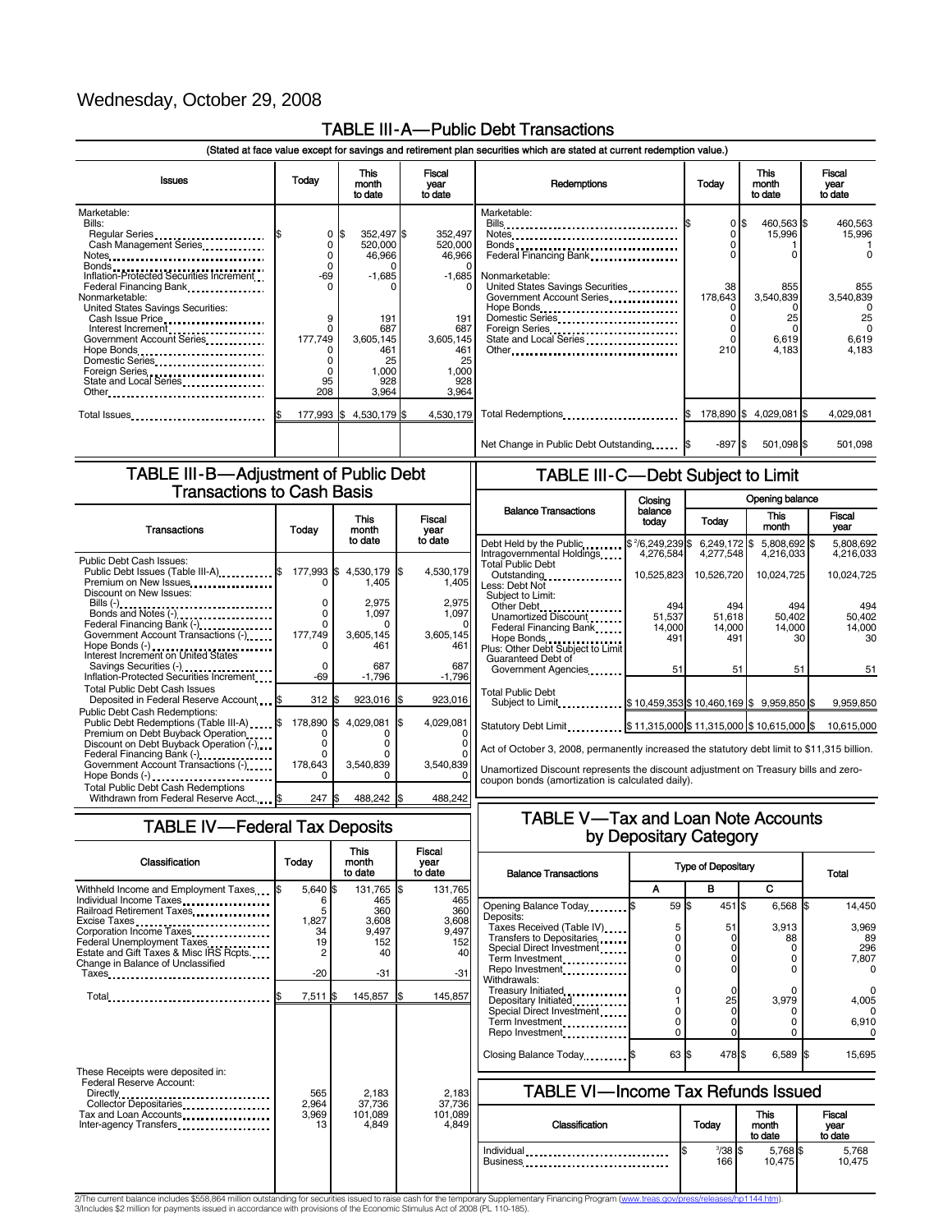Wednesday, October 29, 2008

## TABLE III-A—Public Debt Transactions

(Stated at face value except for savings and retirement plan securities which are stated at current redemption value.)

| Issues | Today | This month to date | Fiscal year to date |
|---|---|---|---|
| Marketable: | | | |
| Bills: | | | |
| Regular Series | $ 0 | $ 352,497 | $ 352,497 |
| Cash Management Series | 0 | 520,000 | 520,000 |
| Notes | 0 | 46,966 | 46,966 |
| Bonds | 0 | 0 | 0 |
| Inflation-Protected Securities Increment | -69 | -1,685 | -1,685 |
| Federal Financing Bank | 0 | 0 | 0 |
| Nonmarketable: | | | |
| United States Savings Securities: | | | |
| Cash Issue Price | 9 | 191 | 191 |
| Interest Increment | 0 | 687 | 687 |
| Government Account Series | 177,749 | 3,605,145 | 3,605,145 |
| Hope Bonds | 0 | 461 | 461 |
| Domestic Series | 0 | 25 | 25 |
| Foreign Series | 0 | 1,000 | 1,000 |
| State and Local Series | 95 | 928 | 928 |
| Other | 208 | 3,964 | 3,964 |
| Total Issues | $ 177,993 | $ 4,530,179 | $ 4,530,179 |

| Redemptions | Today | This month to date | Fiscal year to date |
|---|---|---|---|
| Marketable: | | | |
| Bills | $ 0 | $ 460,563 | $ 460,563 |
| Notes | 0 | 15,996 | 15,996 |
| Bonds | 0 | 1 | 1 |
| Federal Financing Bank | 0 | 0 | 0 |
| Nonmarketable: | | | |
| United States Savings Securities | 38 | 855 | 855 |
| Government Account Series | 178,643 | 3,540,839 | 3,540,839 |
| Hope Bonds | 0 | 0 | 0 |
| Domestic Series | 0 | 25 | 25 |
| Foreign Series | 0 | 0 | 0 |
| State and Local Series | 0 | 6,619 | 6,619 |
| Other | 210 | 4,183 | 4,183 |
| Total Redemptions | $ 178,890 | $ 4,029,081 | $ 4,029,081 |
| Net Change in Public Debt Outstanding | $ -897 | $ 501,098 | $ 501,098 |

## TABLE III-B—Adjustment of Public Debt Transactions to Cash Basis

| Transactions | Today | This month to date | Fiscal year to date |
|---|---|---|---|
| Public Debt Cash Issues: | | | |
| Public Debt Issues (Table III-A) | $ 177,993 | $ 4,530,179 | $ 4,530,179 |
| Premium on New Issues | 0 | 1,405 | 1,405 |
| Discount on New Issues: | | | |
| Bills (-) | 0 | 2,975 | 2,975 |
| Bonds and Notes (-) | 0 | 1,097 | 1,097 |
| Federal Financing Bank (-) | 0 | 0 | 0 |
| Government Account Transactions (-) | 177,749 | 3,605,145 | 3,605,145 |
| Hope Bonds (-) | 0 | 461 | 461 |
| Interest Increment on United States Savings Securities (-) | 0 | 687 | 687 |
| Inflation-Protected Securities Increment | -69 | -1,796 | -1,796 |
| Total Public Debt Cash Issues Deposited in Federal Reserve Account | $ 312 | $ 923,016 | $ 923,016 |
| Public Debt Cash Redemptions: | | | |
| Public Debt Redemptions (Table III-A) | $ 178,890 | $ 4,029,081 | $ 4,029,081 |
| Premium on Debt Buyback Operation | 0 | 0 | 0 |
| Discount on Debt Buyback Operation (-) | 0 | 0 | 0 |
| Federal Financing Bank (-) | 0 | 0 | 0 |
| Government Account Transactions (-) | 178,643 | 3,540,839 | 3,540,839 |
| Hope Bonds (-) | 0 | 0 | 0 |
| Total Public Debt Cash Redemptions Withdrawn from Federal Reserve Acct. | $ 247 | $ 488,242 | $ 488,242 |

## TABLE III-C—Debt Subject to Limit

| Balance Transactions | Closing balance today | Opening balance Today | Opening balance This month | Opening balance Fiscal year |
|---|---|---|---|---|
| Debt Held by the Public | $ [2]6,249,239 | $ 6,249,172 | $ 5,808,692 | $ 5,808,692 |
| Intragovernmental Holdings | 4,276,584 | 4,277,548 | 4,216,033 | 4,216,033 |
| Total Public Debt Outstanding | 10,525,823 | 10,526,720 | 10,024,725 | 10,024,725 |
| Less: Debt Not Subject to Limit: | | | | |
| Other Debt | 494 | 494 | 494 | 494 |
| Unamortized Discount | 51,537 | 51,618 | 50,402 | 50,402 |
| Federal Financing Bank | 14,000 | 14,000 | 14,000 | 14,000 |
| Hope Bonds | 491 | 491 | 30 | 30 |
| Plus: Other Debt Subject to Limit Guaranteed Debt of Government Agencies | 51 | 51 | 51 | 51 |
| Total Public Debt Subject to Limit | $ 10,459,353 | $ 10,460,169 | $ 9,959,850 | $ 9,959,850 |
| Statutory Debt Limit | $ 11,315,000 | $ 11,315,000 | $ 10,615,000 | $ 10,615,000 |

Act of October 3, 2008, permanently increased the statutory debt limit to $11,315 billion.

Unamortized Discount represents the discount adjustment on Treasury bills and zero-coupon bonds (amortization is calculated daily).

## TABLE IV—Federal Tax Deposits

| Classification | Today | This month to date | Fiscal year to date |
|---|---|---|---|
| Withheld Income and Employment Taxes | $ 5,640 | $ 131,765 | $ 131,765 |
| Individual Income Taxes | 6 | 465 | 465 |
| Railroad Retirement Taxes | 5 | 360 | 360 |
| Excise Taxes | 1,827 | 3,608 | 3,608 |
| Corporation Income Taxes | 34 | 9,497 | 9,497 |
| Federal Unemployment Taxes | 19 | 152 | 152 |
| Estate and Gift Taxes & Misc IRS Rcpts. | 2 | 40 | 40 |
| Change in Balance of Unclassified Taxes | -20 | -31 | -31 |
| Total | $ 7,511 | $ 145,857 | $ 145,857 |
| These Receipts were deposited in: | | | |
| Federal Reserve Account: | | | |
| Directly | 565 | 2,183 | 2,183 |
| Collector Depositaries | 2,964 | 37,736 | 37,736 |
| Tax and Loan Accounts | 3,969 | 101,089 | 101,089 |
| Inter-agency Transfers | 13 | 4,849 | 4,849 |

## TABLE V—Tax and Loan Note Accounts by Depositary Category

| Balance Transactions | Type of Depositary A | B | C | Total |
|---|---|---|---|---|
| Opening Balance Today | $ 59 | $ 451 | $ 6,568 | $ 14,450 |
| Deposits: | | | | |
| Taxes Received (Table IV) | 5 | 51 | 3,913 | 3,969 |
| Transfers to Depositaries | 0 | 0 | 88 | 89 |
| Special Direct Investment | 0 | 0 | 0 | 296 |
| Term Investment | 0 | 0 | 0 | 7,807 |
| Repo Investment | 0 | 0 | 0 | 0 |
| Withdrawals: | | | | |
| Treasury Initiated | 0 | 0 | 0 | 0 |
| Depositary Initiated | 1 | 25 | 3,979 | 4,005 |
| Special Direct Investment | 0 | 0 | 0 | 0 |
| Term Investment | 0 | 0 | 0 | 6,910 |
| Repo Investment | 0 | 0 | 0 | 0 |
| Closing Balance Today | $ 63 | $ 478 | $ 6,589 | $ 15,695 |

## TABLE VI—Income Tax Refunds Issued

| Classification | Today | This month to date | Fiscal year to date |
|---|---|---|---|
| Individual | $ [3]38 | $ 5,768 | $ 5,768 |
| Business | 166 | 10,475 | 10,475 |

2/The current balance includes $558,864 million outstanding for securities issued to raise cash for the temporary Supplementary Financing Program (www.treas.gov/press/releases/hp1144.htm).
3/Includes $2 million for payments issued in accordance with provisions of the Economic Stimulus Act of 2008 (PL 110-185).